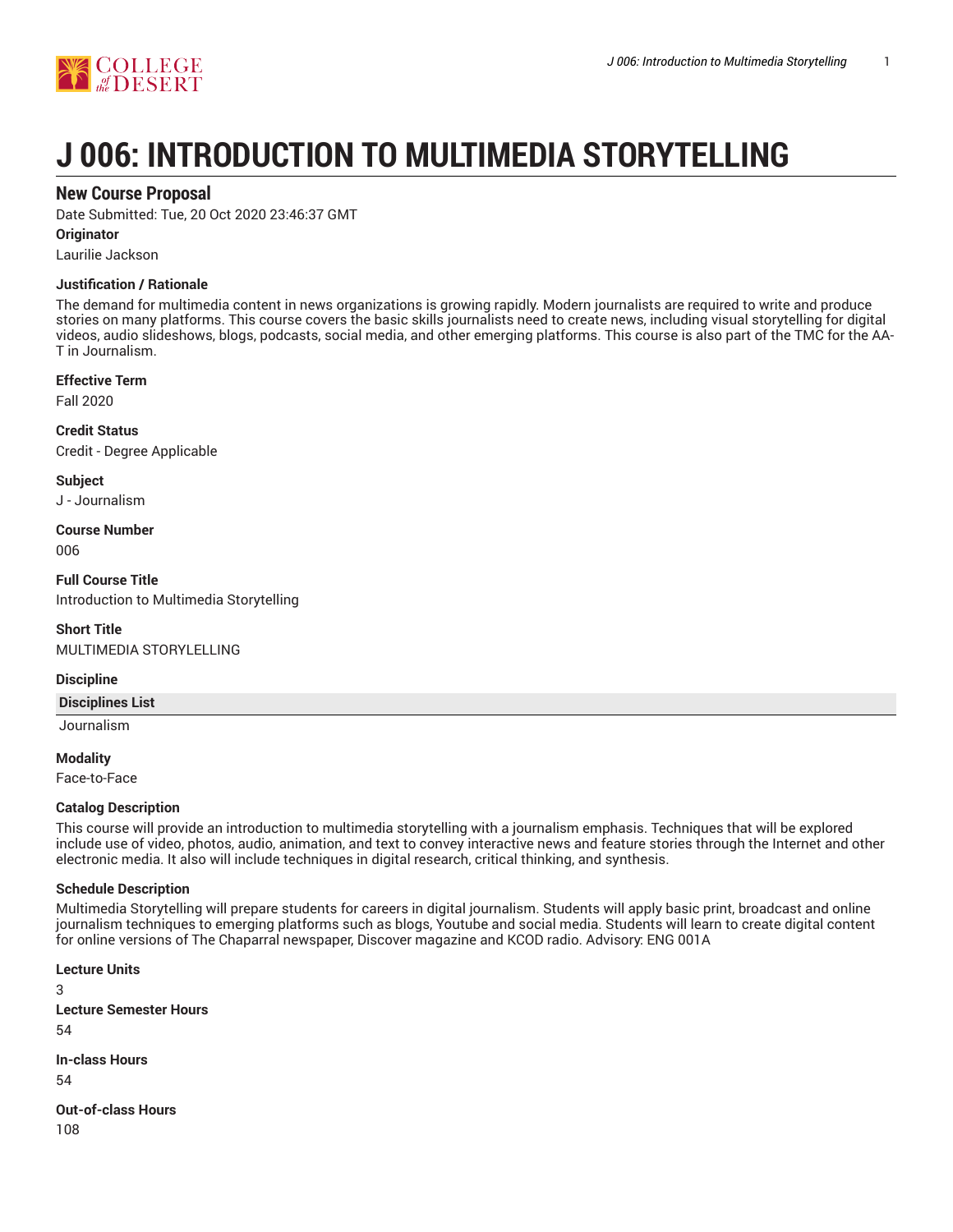# J 006: INTRODUCTION TO MULTIMEDIA STORYTELLING

## New Course Proposal

Date Submitted: Tue, 20 Oct 2020 23:46:37 GMT

**Originator**

Laurilie Jackson

**Justification / Rationale**

The demand for multimedia content in news organizations is growing rapidly. Modern journalists are required to write and produce stories on many platforms. This course covers the basic skills journalists need to create news, including visual storytelling for digital videos, audio slideshows, blogs, podcasts, social media, and other emerging platforms. This course is also part of the TMC for the AA-T in Journalism.

**Effective Term**

Fall 2020

**Credit Status**

Credit - Degree Applicable

**Subject**

J - Journalism

**Course Number**

006

**Full Course Title**

Introduction to Multimedia Storytelling

**Short Title**

MULTIMEDIA STORYLELLING

**Discipline**

| Disciplines List |
|---|
| Journalism |

**Modality**

Face-to-Face

**Catalog Description**

This course will provide an introduction to multimedia storytelling with a journalism emphasis. Techniques that will be explored include use of video, photos, audio, animation, and text to convey interactive news and feature stories through the Internet and other electronic media. It also will include techniques in digital research, critical thinking, and synthesis.

**Schedule Description**

Multimedia Storytelling will prepare students for careers in digital journalism. Students will apply basic print, broadcast and online journalism techniques to emerging platforms such as blogs, Youtube and social media. Students will learn to create digital content for online versions of The Chaparral newspaper, Discover magazine and KCOD radio. Advisory: ENG 001A

**Lecture Units**

3

**Lecture Semester Hours**

54

**In-class Hours**

54

**Out-of-class Hours**

108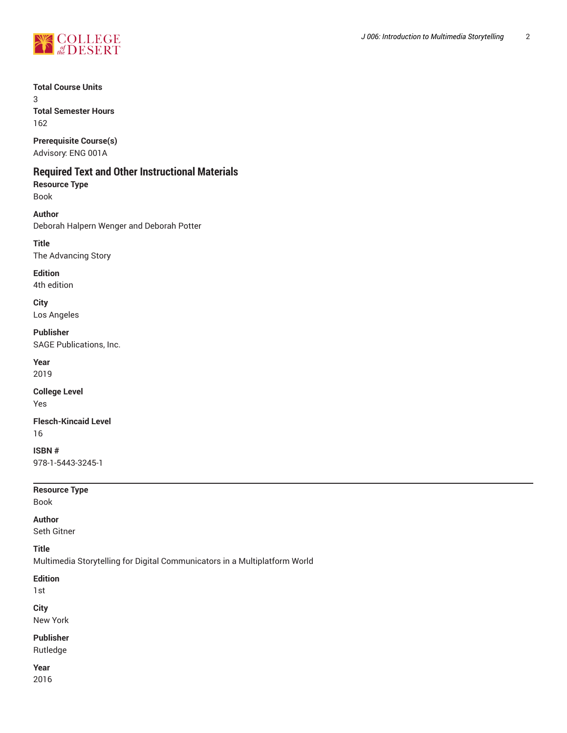**Total Course Units**
3
**Total Semester Hours**
162

**Prerequisite Course(s)**
Advisory: ENG 001A

## Required Text and Other Instructional Materials

**Resource Type**
Book

**Author**
Deborah Halpern Wenger and Deborah Potter

**Title**
The Advancing Story

**Edition**
4th edition

**City**
Los Angeles

**Publisher**
SAGE Publications, Inc.

**Year**
2019

**College Level**
Yes

**Flesch-Kincaid Level**
16

**ISBN #**
978-1-5443-3245-1

---

**Resource Type**
Book

**Author**
Seth Gitner

**Title**
Multimedia Storytelling for Digital Communicators in a Multiplatform World

**Edition**
1st

**City**
New York

**Publisher**
Rutledge

**Year**
2016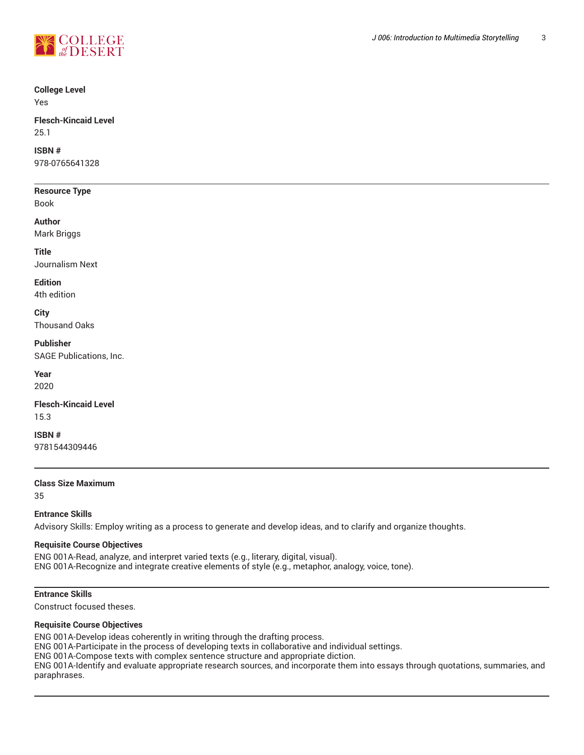**College Level**
Yes

**Flesch-Kincaid Level**
25.1

**ISBN #**
978-0765641328

---

**Resource Type**
Book

**Author**
Mark Briggs

**Title**
Journalism Next

**Edition**
4th edition

**City**
Thousand Oaks

**Publisher**
SAGE Publications, Inc.

**Year**
2020

**Flesch-Kincaid Level**
15.3

**ISBN #**
9781544309446

---

**Class Size Maximum**
35

**Entrance Skills**
Advisory Skills: Employ writing as a process to generate and develop ideas, and to clarify and organize thoughts.

**Requisite Course Objectives**
ENG 001A-Read, analyze, and interpret varied texts (e.g., literary, digital, visual).
ENG 001A-Recognize and integrate creative elements of style (e.g., metaphor, analogy, voice, tone).

---

**Entrance Skills**
Construct focused theses.

**Requisite Course Objectives**
ENG 001A-Develop ideas coherently in writing through the drafting process.
ENG 001A-Participate in the process of developing texts in collaborative and individual settings.
ENG 001A-Compose texts with complex sentence structure and appropriate diction.
ENG 001A-Identify and evaluate appropriate research sources, and incorporate them into essays through quotations, summaries, and paraphrases.

---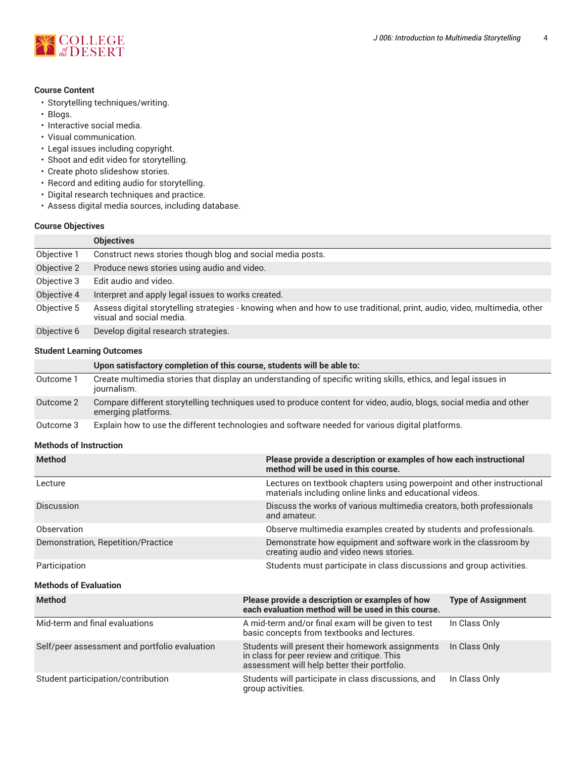### Course Content

- Storytelling techniques/writing.
- Blogs.
- Interactive social media.
- Visual communication.
- Legal issues including copyright.
- Shoot and edit video for storytelling.
- Create photo slideshow stories.
- Record and editing audio for storytelling.
- Digital research techniques and practice.
- Assess digital media sources, including database.

### Course Objectives

| | Objectives |
|---|---|
| Objective 1 | Construct news stories though blog and social media posts. |
| Objective 2 | Produce news stories using audio and video. |
| Objective 3 | Edit audio and video. |
| Objective 4 | Interpret and apply legal issues to works created. |
| Objective 5 | Assess digital storytelling strategies - knowing when and how to use traditional, print, audio, video, multimedia, other visual and social media. |
| Objective 6 | Develop digital research strategies. |

### Student Learning Outcomes

| | Upon satisfactory completion of this course, students will be able to: |
|---|---|
| Outcome 1 | Create multimedia stories that display an understanding of specific writing skills, ethics, and legal issues in journalism. |
| Outcome 2 | Compare different storytelling techniques used to produce content for video, audio, blogs, social media and other emerging platforms. |
| Outcome 3 | Explain how to use the different technologies and software needed for various digital platforms. |

### Methods of Instruction

| Method | Please provide a description or examples of how each instructional method will be used in this course. |
|---|---|
| Lecture | Lectures on textbook chapters using powerpoint and other instructional materials including online links and educational videos. |
| Discussion | Discuss the works of various multimedia creators, both professionals and amateur. |
| Observation | Observe multimedia examples created by students and professionals. |
| Demonstration, Repetition/Practice | Demonstrate how equipment and software work in the classroom by creating audio and video news stories. |
| Participation | Students must participate in class discussions and group activities. |

### Methods of Evaluation

| Method | Please provide a description or examples of how each evaluation method will be used in this course. | Type of Assignment |
|---|---|---|
| Mid-term and final evaluations | A mid-term and/or final exam will be given to test basic concepts from textbooks and lectures. | In Class Only |
| Self/peer assessment and portfolio evaluation | Students will present their homework assignments in class for peer review and critique. This assessment will help better their portfolio. | In Class Only |
| Student participation/contribution | Students will participate in class discussions, and group activities. | In Class Only |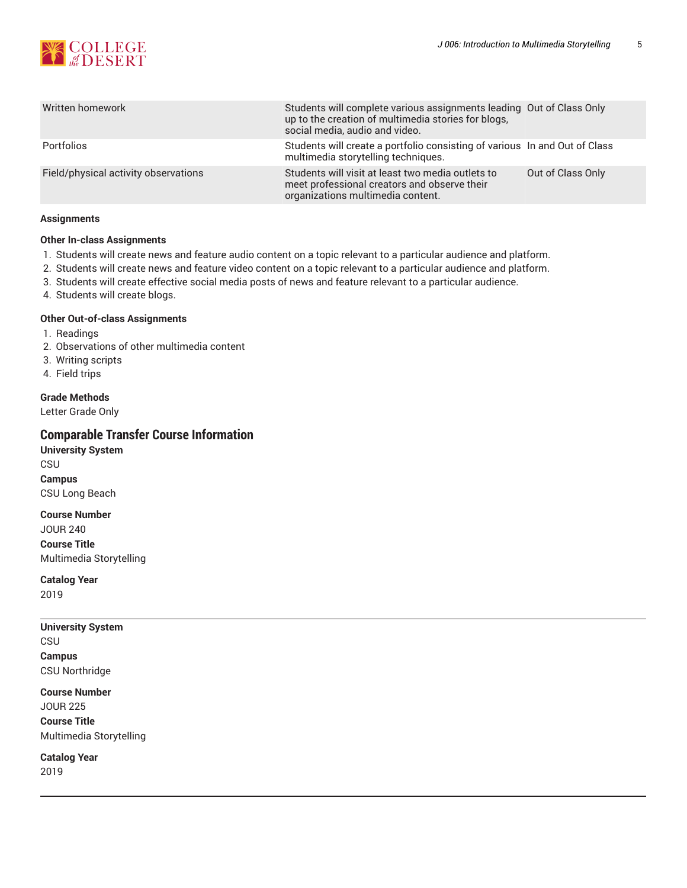| | | |
|---|---|---|
| Written homework | Students will complete various assignments leading up to the creation of multimedia stories for blogs, social media, audio and video. | Out of Class Only |
| Portfolios | Students will create a portfolio consisting of various multimedia storytelling techniques. | In and Out of Class |
| Field/physical activity observations | Students will visit at least two media outlets to meet professional creators and observe their organizations multimedia content. | Out of Class Only |

**Assignments**

**Other In-class Assignments**

1. Students will create news and feature audio content on a topic relevant to a particular audience and platform.
2. Students will create news and feature video content on a topic relevant to a particular audience and platform.
3. Students will create effective social media posts of news and feature relevant to a particular audience.
4. Students will create blogs.

**Other Out-of-class Assignments**

1. Readings
2. Observations of other multimedia content
3. Writing scripts
4. Field trips

**Grade Methods**

Letter Grade Only

## Comparable Transfer Course Information

**University System**
CSU
**Campus**
CSU Long Beach

**Course Number**
JOUR 240
**Course Title**
Multimedia Storytelling

**Catalog Year**
2019

---

**University System**
CSU
**Campus**
CSU Northridge

**Course Number**
JOUR 225
**Course Title**
Multimedia Storytelling

**Catalog Year**
2019

---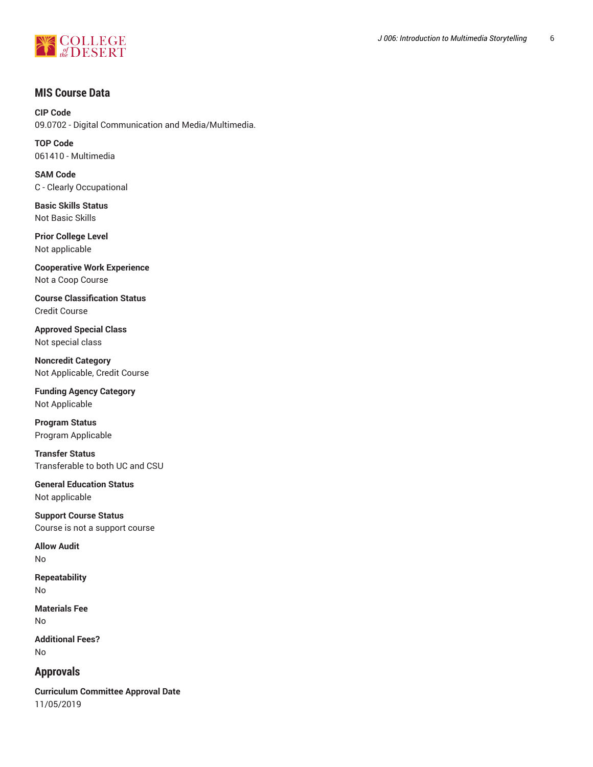## MIS Course Data

**CIP Code**
09.0702 - Digital Communication and Media/Multimedia.

**TOP Code**
061410 - Multimedia

**SAM Code**
C - Clearly Occupational

**Basic Skills Status**
Not Basic Skills

**Prior College Level**
Not applicable

**Cooperative Work Experience**
Not a Coop Course

**Course Classification Status**
Credit Course

**Approved Special Class**
Not special class

**Noncredit Category**
Not Applicable, Credit Course

**Funding Agency Category**
Not Applicable

**Program Status**
Program Applicable

**Transfer Status**
Transferable to both UC and CSU

**General Education Status**
Not applicable

**Support Course Status**
Course is not a support course

**Allow Audit**
No

**Repeatability**
No

**Materials Fee**
No

**Additional Fees?**
No

## Approvals

**Curriculum Committee Approval Date**
11/05/2019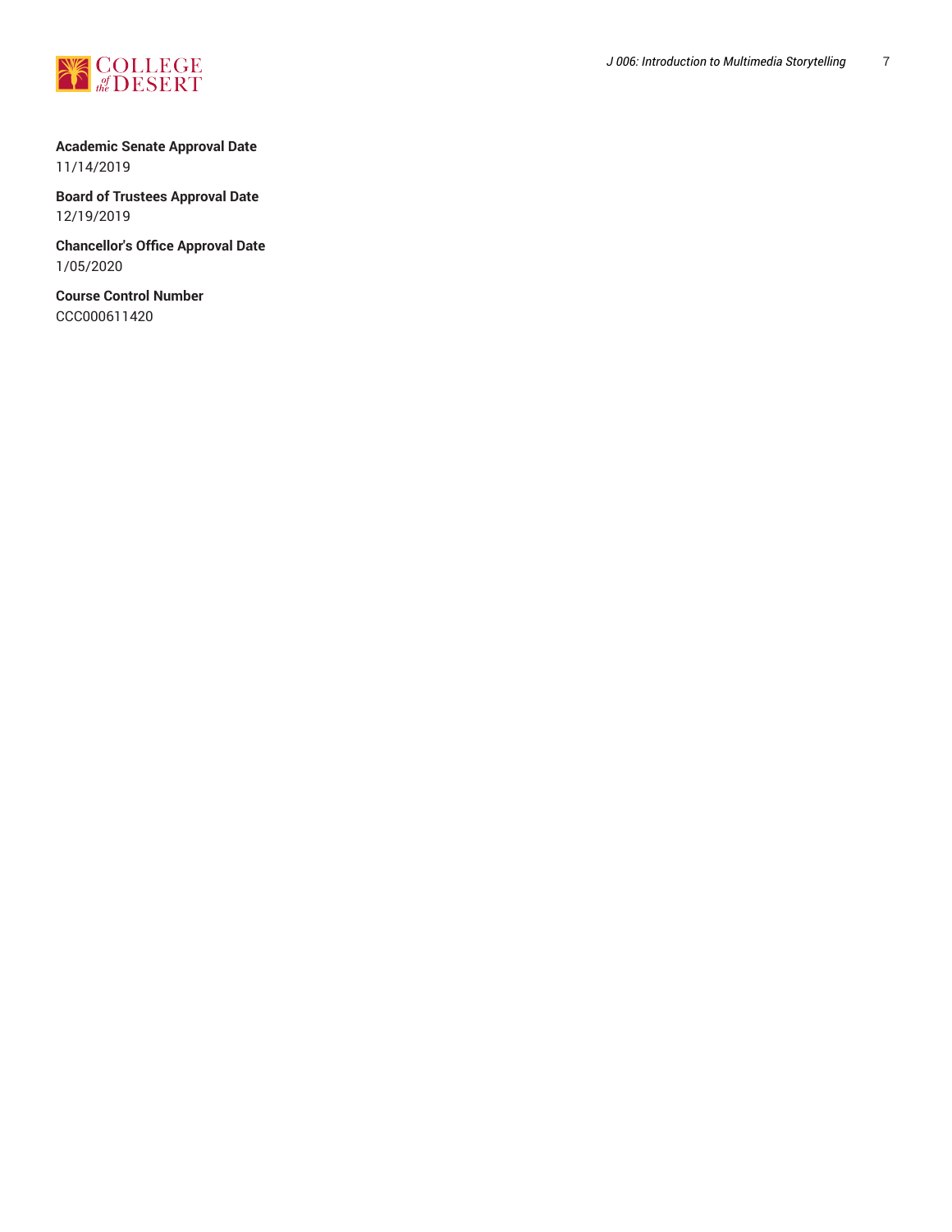**Academic Senate Approval Date**
11/14/2019

**Board of Trustees Approval Date**
12/19/2019

**Chancellor's Office Approval Date**
1/05/2020

**Course Control Number**
CCC000611420